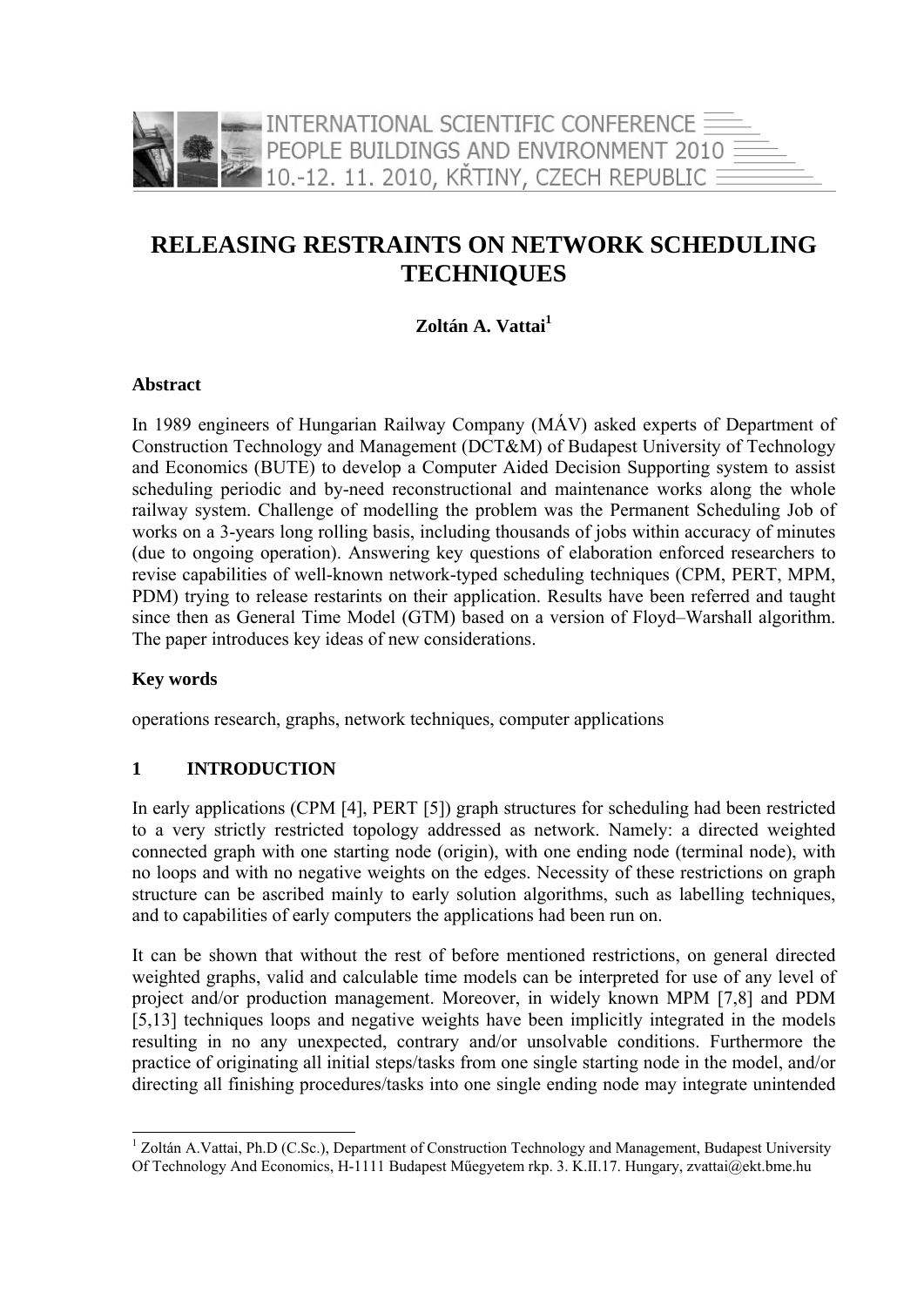# RELEASING RESTRAINTS ON NETWORK SCHEDULING TECHNIQUES

**Zoltán A. Vattai**[1]

### Abstract

In 1989 engineers of Hungarian Railway Company (MÁV) asked experts of Department of Construction Technology and Management (DCT&M) of Budapest University of Technology and Economics (BUTE) to develop a Computer Aided Decision Supporting system to assist scheduling periodic and by-need reconstructional and maintenance works along the whole railway system. Challenge of modelling the problem was the Permanent Scheduling Job of works on a 3-years long rolling basis, including thousands of jobs within accuracy of minutes (due to ongoing operation). Answering key questions of elaboration enforced researchers to revise capabilities of well-known network-typed scheduling techniques (CPM, PERT, MPM, PDM) trying to release restarints on their application. Results have been referred and taught since then as General Time Model (GTM) based on a version of Floyd–Warshall algorithm. The paper introduces key ideas of new considerations.

### Key words

operations research, graphs, network techniques, computer applications

## 1 INTRODUCTION

In early applications (CPM [4], PERT [5]) graph structures for scheduling had been restricted to a very strictly restricted topology addressed as network. Namely: a directed weighted connected graph with one starting node (origin), with one ending node (terminal node), with no loops and with no negative weights on the edges. Necessity of these restrictions on graph structure can be ascribed mainly to early solution algorithms, such as labelling techniques, and to capabilities of early computers the applications had been run on.

It can be shown that without the rest of before mentioned restrictions, on general directed weighted graphs, valid and calculable time models can be interpreted for use of any level of project and/or production management. Moreover, in widely known MPM [7,8] and PDM [5,13] techniques loops and negative weights have been implicitly integrated in the models resulting in no any unexpected, contrary and/or unsolvable conditions. Furthermore the practice of originating all initial steps/tasks from one single starting node in the model, and/or directing all finishing procedures/tasks into one single ending node may integrate unintended

---

[1] Zoltán A.Vattai, Ph.D (C.Sc.), Department of Construction Technology and Management, Budapest University Of Technology And Economics, H-1111 Budapest Műegyetem rkp. 3. K.II.17. Hungary, zvattai@ekt.bme.hu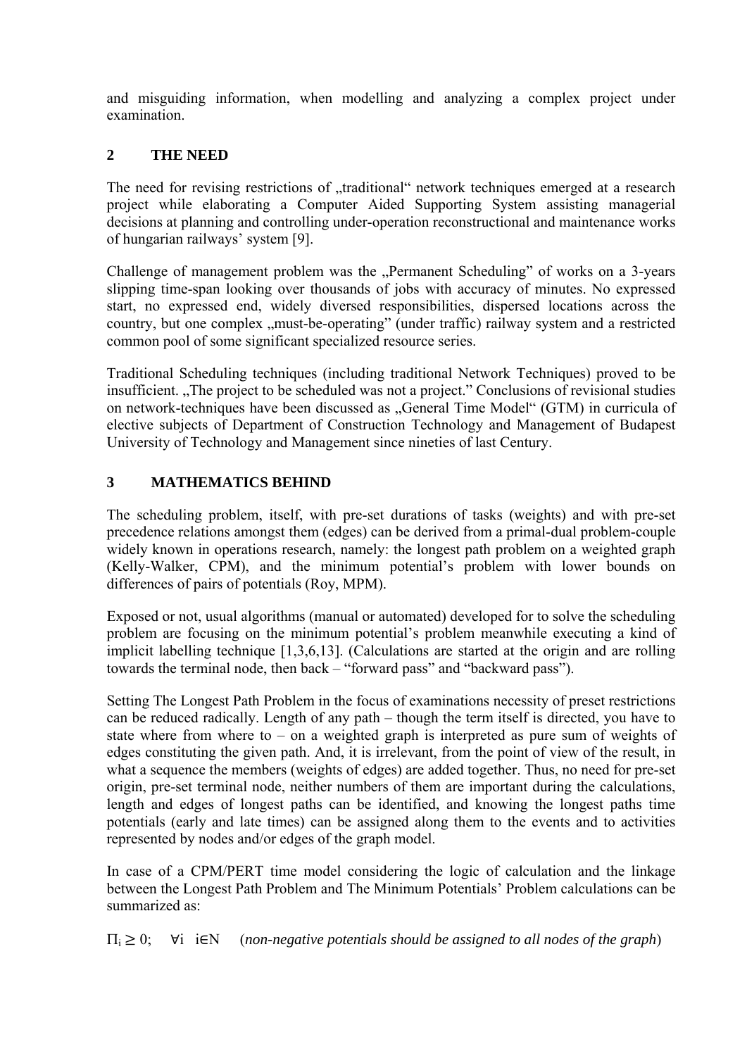and misguiding information, when modelling and analyzing a complex project under examination.

## 2 THE NEED

The need for revising restrictions of „traditional“ network techniques emerged at a research project while elaborating a Computer Aided Supporting System assisting managerial decisions at planning and controlling under-operation reconstructional and maintenance works of hungarian railways' system [9].

Challenge of management problem was the „Permanent Scheduling" of works on a 3-years slipping time-span looking over thousands of jobs with accuracy of minutes. No expressed start, no expressed end, widely diversed responsibilities, dispersed locations across the country, but one complex „must-be-operating" (under traffic) railway system and a restricted common pool of some significant specialized resource series.

Traditional Scheduling techniques (including traditional Network Techniques) proved to be insufficient. „The project to be scheduled was not a project." Conclusions of revisional studies on network-techniques have been discussed as „General Time Model“ (GTM) in curricula of elective subjects of Department of Construction Technology and Management of Budapest University of Technology and Management since nineties of last Century.

## 3 MATHEMATICS BEHIND

The scheduling problem, itself, with pre-set durations of tasks (weights) and with pre-set precedence relations amongst them (edges) can be derived from a primal-dual problem-couple widely known in operations research, namely: the longest path problem on a weighted graph (Kelly-Walker, CPM), and the minimum potential's problem with lower bounds on differences of pairs of potentials (Roy, MPM).

Exposed or not, usual algorithms (manual or automated) developed for to solve the scheduling problem are focusing on the minimum potential's problem meanwhile executing a kind of implicit labelling technique [1,3,6,13]. (Calculations are started at the origin and are rolling towards the terminal node, then back – "forward pass" and "backward pass").

Setting The Longest Path Problem in the focus of examinations necessity of preset restrictions can be reduced radically. Length of any path – though the term itself is directed, you have to state where from where to – on a weighted graph is interpreted as pure sum of weights of edges constituting the given path. And, it is irrelevant, from the point of view of the result, in what a sequence the members (weights of edges) are added together. Thus, no need for pre-set origin, pre-set terminal node, neither numbers of them are important during the calculations, length and edges of longest paths can be identified, and knowing the longest paths time potentials (early and late times) can be assigned along them to the events and to activities represented by nodes and/or edges of the graph model.

In case of a CPM/PERT time model considering the logic of calculation and the linkage between the Longest Path Problem and The Minimum Potentials' Problem calculations can be summarized as:

$\Pi_i \geq 0; \quad \forall i \quad i \in N$ (*non-negative potentials should be assigned to all nodes of the graph*)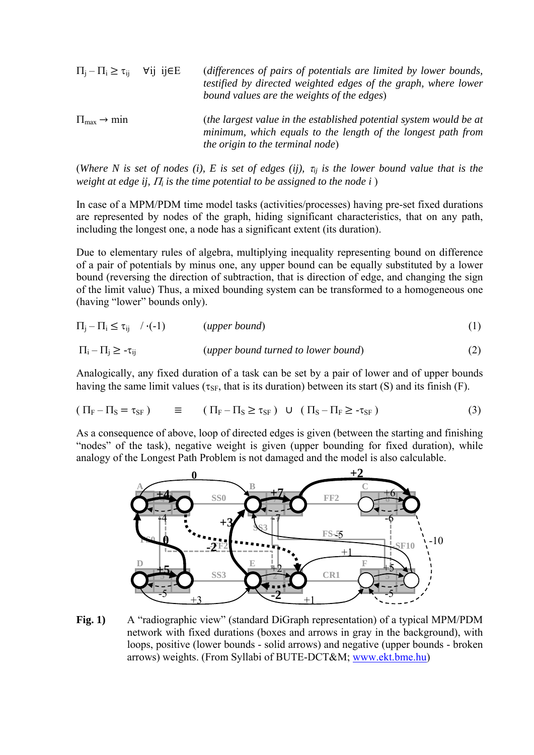$\Pi_j - \Pi_i \geq \tau_{ij} \quad \forall ij \;\; ij \in E$ (*differences of pairs of potentials are limited by lower bounds, testified by directed weighted edges of the graph, where lower bound values are the weights of the edges*)

$\Pi_{max} \rightarrow \min$ (*the largest value in the established potential system would be at minimum, which equals to the length of the longest path from the origin to the terminal node*)

(*Where N is set of nodes (i), E is set of edges (ij), $\tau_{ij}$ is the lower bound value that is the weight at edge ij, $\Pi_i$ is the time potential to be assigned to the node i* )

In case of a MPM/PDM time model tasks (activities/processes) having pre-set fixed durations are represented by nodes of the graph, hiding significant characteristics, that on any path, including the longest one, a node has a significant extent (its duration).

Due to elementary rules of algebra, multiplying inequality representing bound on difference of a pair of potentials by minus one, any upper bound can be equally substituted by a lower bound (reversing the direction of subtraction, that is direction of edge, and changing the sign of the limit value) Thus, a mixed bounding system can be transformed to a homogeneous one (having "lower" bounds only).

$$\Pi_j - \Pi_i \leq \tau_{ij} \quad / \cdot(-1) \qquad (\textit{upper bound}) \tag{1}$$

$$\Pi_i - \Pi_j \geq -\tau_{ij} \qquad (\textit{upper bound turned to lower bound}) \tag{2}$$

Analogically, any fixed duration of a task can be set by a pair of lower and of upper bounds having the same limit values ($\tau_{SF}$, that is its duration) between its start (S) and its finish (F).

$$(\Pi_F - \Pi_S = \tau_{SF}) \quad \equiv \quad (\Pi_F - \Pi_S \geq \tau_{SF}) \;\cup\; (\Pi_S - \Pi_F \geq -\tau_{SF}) \tag{3}$$

As a consequence of above, loop of directed edges is given (between the starting and finishing "nodes" of the task), negative weight is given (upper bounding for fixed duration), while analogy of the Longest Path Problem is not damaged and the model is also calculable.

**Fig. 1)** A "radiographic view" (standard DiGraph representation) of a typical MPM/PDM network with fixed durations (boxes and arrows in gray in the background), with loops, positive (lower bounds - solid arrows) and negative (upper bounds - broken arrows) weights. (From Syllabi of BUTE-DCT&M; www.ekt.bme.hu)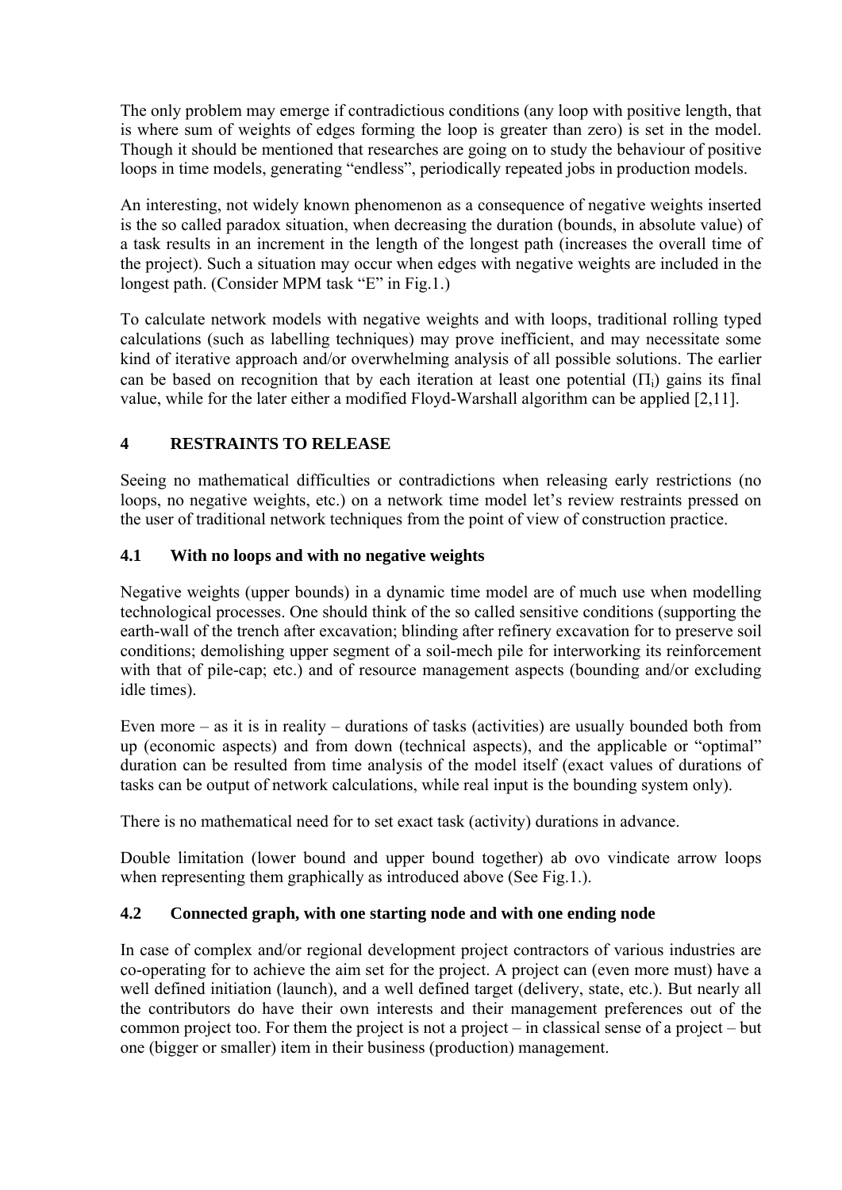The only problem may emerge if contradictious conditions (any loop with positive length, that is where sum of weights of edges forming the loop is greater than zero) is set in the model. Though it should be mentioned that researches are going on to study the behaviour of positive loops in time models, generating "endless", periodically repeated jobs in production models.

An interesting, not widely known phenomenon as a consequence of negative weights inserted is the so called paradox situation, when decreasing the duration (bounds, in absolute value) of a task results in an increment in the length of the longest path (increases the overall time of the project). Such a situation may occur when edges with negative weights are included in the longest path. (Consider MPM task "E" in Fig.1.)

To calculate network models with negative weights and with loops, traditional rolling typed calculations (such as labelling techniques) may prove inefficient, and may necessitate some kind of iterative approach and/or overwhelming analysis of all possible solutions. The earlier can be based on recognition that by each iteration at least one potential ($\Pi_i$) gains its final value, while for the later either a modified Floyd-Warshall algorithm can be applied [2,11].

## 4 RESTRAINTS TO RELEASE

Seeing no mathematical difficulties or contradictions when releasing early restrictions (no loops, no negative weights, etc.) on a network time model let's review restraints pressed on the user of traditional network techniques from the point of view of construction practice.

### 4.1 With no loops and with no negative weights

Negative weights (upper bounds) in a dynamic time model are of much use when modelling technological processes. One should think of the so called sensitive conditions (supporting the earth-wall of the trench after excavation; blinding after refinery excavation for to preserve soil conditions; demolishing upper segment of a soil-mech pile for interworking its reinforcement with that of pile-cap; etc.) and of resource management aspects (bounding and/or excluding idle times).

Even more – as it is in reality – durations of tasks (activities) are usually bounded both from up (economic aspects) and from down (technical aspects), and the applicable or "optimal" duration can be resulted from time analysis of the model itself (exact values of durations of tasks can be output of network calculations, while real input is the bounding system only).

There is no mathematical need for to set exact task (activity) durations in advance.

Double limitation (lower bound and upper bound together) ab ovo vindicate arrow loops when representing them graphically as introduced above (See Fig.1.).

### 4.2 Connected graph, with one starting node and with one ending node

In case of complex and/or regional development project contractors of various industries are co-operating for to achieve the aim set for the project. A project can (even more must) have a well defined initiation (launch), and a well defined target (delivery, state, etc.). But nearly all the contributors do have their own interests and their management preferences out of the common project too. For them the project is not a project – in classical sense of a project – but one (bigger or smaller) item in their business (production) management.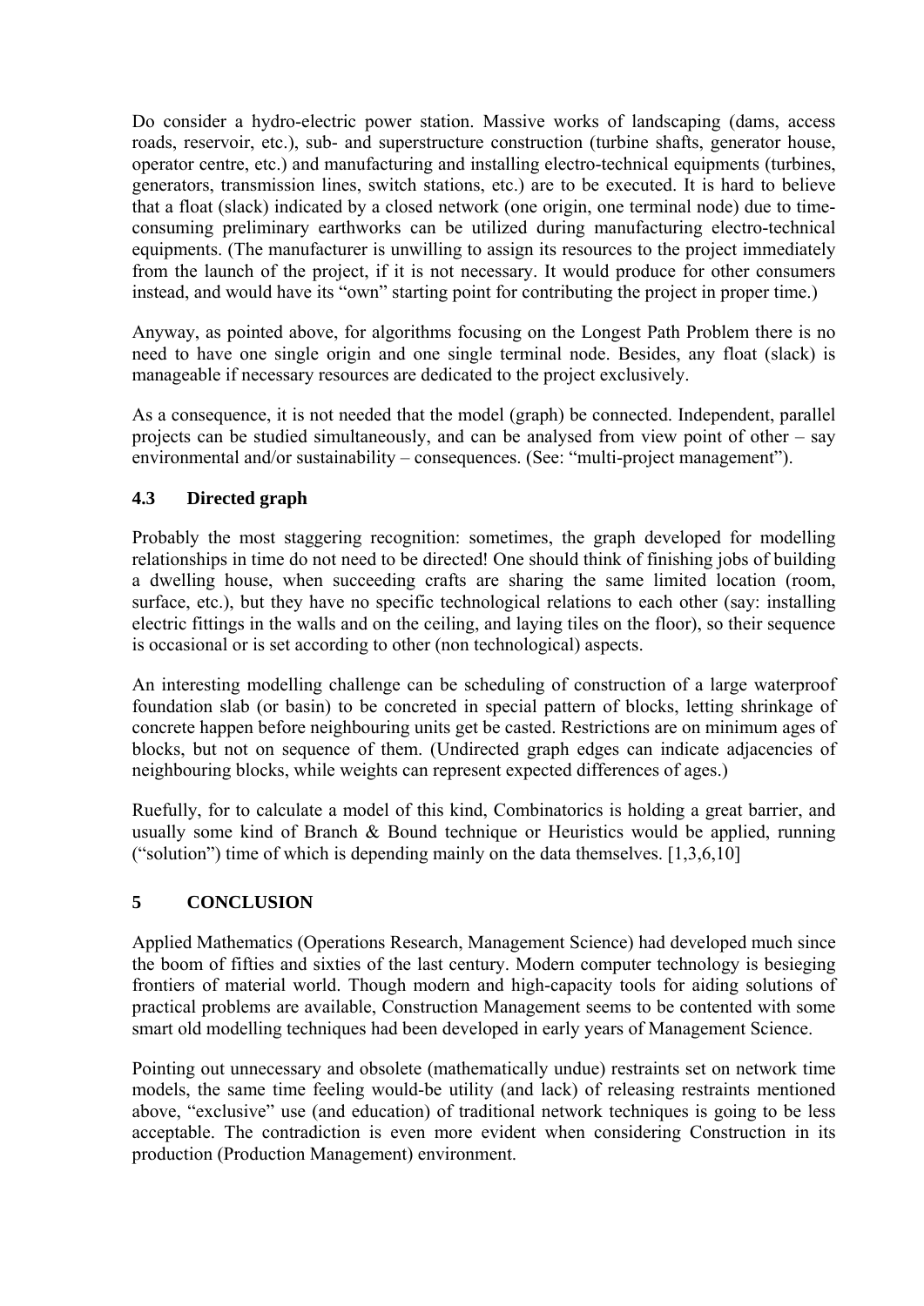Do consider a hydro-electric power station. Massive works of landscaping (dams, access roads, reservoir, etc.), sub- and superstructure construction (turbine shafts, generator house, operator centre, etc.) and manufacturing and installing electro-technical equipments (turbines, generators, transmission lines, switch stations, etc.) are to be executed. It is hard to believe that a float (slack) indicated by a closed network (one origin, one terminal node) due to time-consuming preliminary earthworks can be utilized during manufacturing electro-technical equipments. (The manufacturer is unwilling to assign its resources to the project immediately from the launch of the project, if it is not necessary. It would produce for other consumers instead, and would have its "own" starting point for contributing the project in proper time.)

Anyway, as pointed above, for algorithms focusing on the Longest Path Problem there is no need to have one single origin and one single terminal node. Besides, any float (slack) is manageable if necessary resources are dedicated to the project exclusively.

As a consequence, it is not needed that the model (graph) be connected. Independent, parallel projects can be studied simultaneously, and can be analysed from view point of other – say environmental and/or sustainability – consequences. (See: "multi-project management").

### 4.3 Directed graph

Probably the most staggering recognition: sometimes, the graph developed for modelling relationships in time do not need to be directed! One should think of finishing jobs of building a dwelling house, when succeeding crafts are sharing the same limited location (room, surface, etc.), but they have no specific technological relations to each other (say: installing electric fittings in the walls and on the ceiling, and laying tiles on the floor), so their sequence is occasional or is set according to other (non technological) aspects.

An interesting modelling challenge can be scheduling of construction of a large waterproof foundation slab (or basin) to be concreted in special pattern of blocks, letting shrinkage of concrete happen before neighbouring units get be casted. Restrictions are on minimum ages of blocks, but not on sequence of them. (Undirected graph edges can indicate adjacencies of neighbouring blocks, while weights can represent expected differences of ages.)

Ruefully, for to calculate a model of this kind, Combinatorics is holding a great barrier, and usually some kind of Branch & Bound technique or Heuristics would be applied, running ("solution") time of which is depending mainly on the data themselves. [1,3,6,10]

## 5 CONCLUSION

Applied Mathematics (Operations Research, Management Science) had developed much since the boom of fifties and sixties of the last century. Modern computer technology is besieging frontiers of material world. Though modern and high-capacity tools for aiding solutions of practical problems are available, Construction Management seems to be contented with some smart old modelling techniques had been developed in early years of Management Science.

Pointing out unnecessary and obsolete (mathematically undue) restraints set on network time models, the same time feeling would-be utility (and lack) of releasing restraints mentioned above, "exclusive" use (and education) of traditional network techniques is going to be less acceptable. The contradiction is even more evident when considering Construction in its production (Production Management) environment.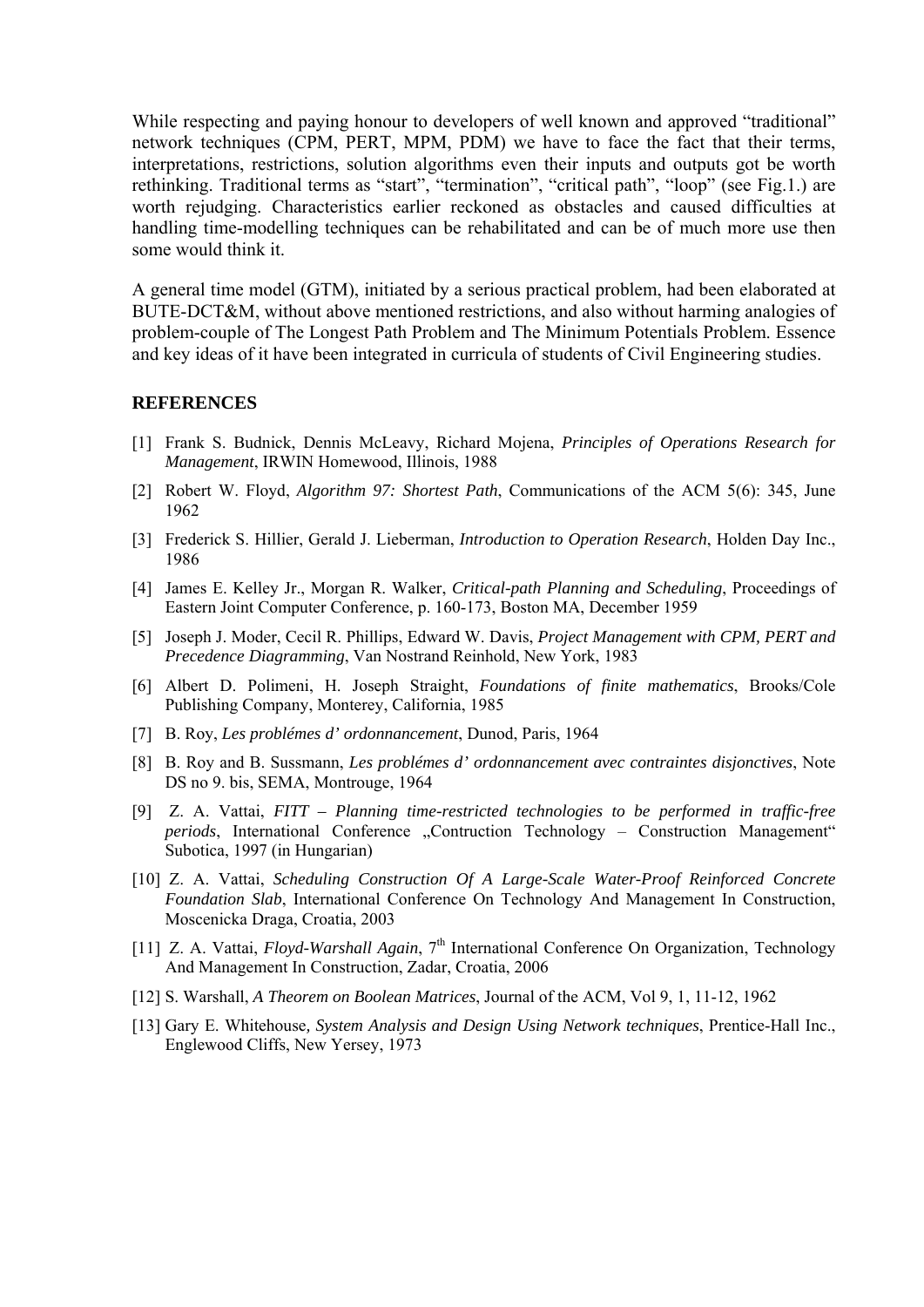While respecting and paying honour to developers of well known and approved "traditional" network techniques (CPM, PERT, MPM, PDM) we have to face the fact that their terms, interpretations, restrictions, solution algorithms even their inputs and outputs got be worth rethinking. Traditional terms as "start", "termination", "critical path", "loop" (see Fig.1.) are worth rejudging. Characteristics earlier reckoned as obstacles and caused difficulties at handling time-modelling techniques can be rehabilitated and can be of much more use then some would think it.

A general time model (GTM), initiated by a serious practical problem, had been elaborated at BUTE-DCT&M, without above mentioned restrictions, and also without harming analogies of problem-couple of The Longest Path Problem and The Minimum Potentials Problem. Essence and key ideas of it have been integrated in curricula of students of Civil Engineering studies.

## REFERENCES

[1] Frank S. Budnick, Dennis McLeavy, Richard Mojena, *Principles of Operations Research for Management*, IRWIN Homewood, Illinois, 1988

[2] Robert W. Floyd, *Algorithm 97: Shortest Path*, Communications of the ACM 5(6): 345, June 1962

[3] Frederick S. Hillier, Gerald J. Lieberman, *Introduction to Operation Research*, Holden Day Inc., 1986

[4] James E. Kelley Jr., Morgan R. Walker, *Critical-path Planning and Scheduling*, Proceedings of Eastern Joint Computer Conference, p. 160-173, Boston MA, December 1959

[5] Joseph J. Moder, Cecil R. Phillips, Edward W. Davis, *Project Management with CPM, PERT and Precedence Diagramming*, Van Nostrand Reinhold, New York, 1983

[6] Albert D. Polimeni, H. Joseph Straight, *Foundations of finite mathematics*, Brooks/Cole Publishing Company, Monterey, California, 1985

[7] B. Roy, *Les problémes d' ordonnancement*, Dunod, Paris, 1964

[8] B. Roy and B. Sussmann, *Les problémes d' ordonnancement avec contraintes disjonctives*, Note DS no 9. bis, SEMA, Montrouge, 1964

[9] Z. A. Vattai, *FITT – Planning time-restricted technologies to be performed in traffic-free periods*, International Conference „Contruction Technology – Construction Management" Subotica, 1997 (in Hungarian)

[10] Z. A. Vattai, *Scheduling Construction Of A Large-Scale Water-Proof Reinforced Concrete Foundation Slab*, International Conference On Technology And Management In Construction, Moscenicka Draga, Croatia, 2003

[11] Z. A. Vattai, *Floyd-Warshall Again*, 7th International Conference On Organization, Technology And Management In Construction, Zadar, Croatia, 2006

[12] S. Warshall, *A Theorem on Boolean Matrices*, Journal of the ACM, Vol 9, 1, 11-12, 1962

[13] Gary E. Whitehouse, *System Analysis and Design Using Network techniques*, Prentice-Hall Inc., Englewood Cliffs, New Yersey, 1973